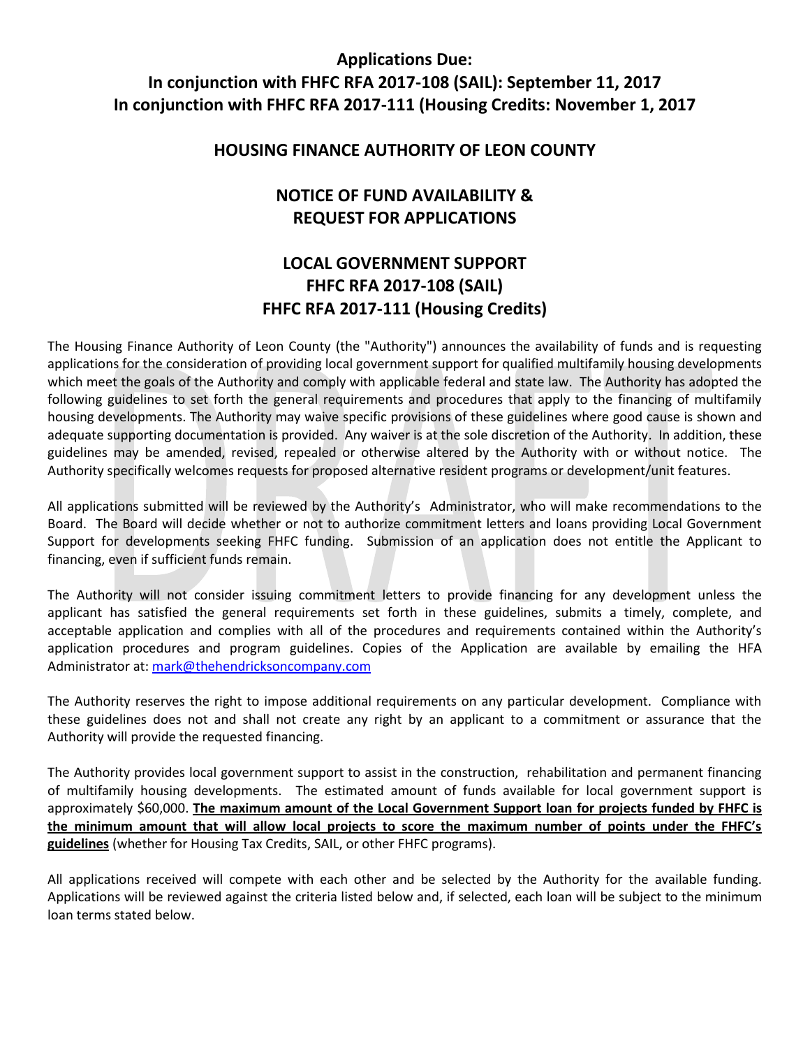**Applications Due:**
**In conjunction with FHFC RFA 2017-108 (SAIL): September 11, 2017**
**In conjunction with FHFC RFA 2017-111 (Housing Credits: November 1, 2017**

# HOUSING FINANCE AUTHORITY OF LEON COUNTY

## NOTICE OF FUND AVAILABILITY & REQUEST FOR APPLICATIONS

## LOCAL GOVERNMENT SUPPORT FHFC RFA 2017-108 (SAIL) FHFC RFA 2017-111 (Housing Credits)

The Housing Finance Authority of Leon County (the "Authority") announces the availability of funds and is requesting applications for the consideration of providing local government support for qualified multifamily housing developments which meet the goals of the Authority and comply with applicable federal and state law. The Authority has adopted the following guidelines to set forth the general requirements and procedures that apply to the financing of multifamily housing developments. The Authority may waive specific provisions of these guidelines where good cause is shown and adequate supporting documentation is provided. Any waiver is at the sole discretion of the Authority. In addition, these guidelines may be amended, revised, repealed or otherwise altered by the Authority with or without notice. The Authority specifically welcomes requests for proposed alternative resident programs or development/unit features.

All applications submitted will be reviewed by the Authority's Administrator, who will make recommendations to the Board. The Board will decide whether or not to authorize commitment letters and loans providing Local Government Support for developments seeking FHFC funding. Submission of an application does not entitle the Applicant to financing, even if sufficient funds remain.

The Authority will not consider issuing commitment letters to provide financing for any development unless the applicant has satisfied the general requirements set forth in these guidelines, submits a timely, complete, and acceptable application and complies with all of the procedures and requirements contained within the Authority's application procedures and program guidelines. Copies of the Application are available by emailing the HFA Administrator at: mark@thehendricksoncompany.com

The Authority reserves the right to impose additional requirements on any particular development. Compliance with these guidelines does not and shall not create any right by an applicant to a commitment or assurance that the Authority will provide the requested financing.

The Authority provides local government support to assist in the construction, rehabilitation and permanent financing of multifamily housing developments. The estimated amount of funds available for local government support is approximately $60,000. **The maximum amount of the Local Government Support loan for projects funded by FHFC is the minimum amount that will allow local projects to score the maximum number of points under the FHFC's guidelines** (whether for Housing Tax Credits, SAIL, or other FHFC programs).

All applications received will compete with each other and be selected by the Authority for the available funding. Applications will be reviewed against the criteria listed below and, if selected, each loan will be subject to the minimum loan terms stated below.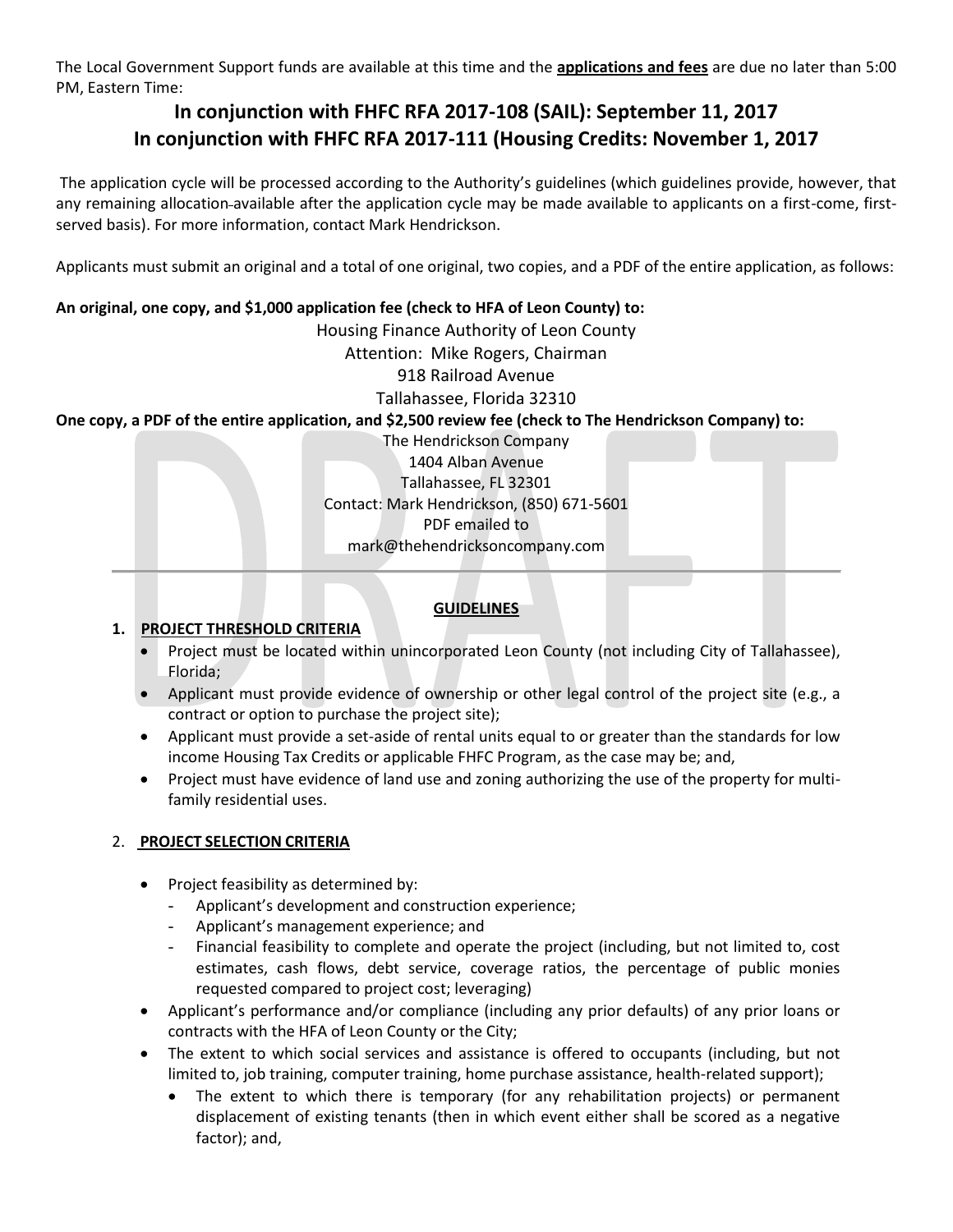The Local Government Support funds are available at this time and the **applications and fees** are due no later than 5:00 PM, Eastern Time:

## In conjunction with FHFC RFA 2017-108 (SAIL): September 11, 2017
## In conjunction with FHFC RFA 2017-111 (Housing Credits: November 1, 2017

The application cycle will be processed according to the Authority's guidelines (which guidelines provide, however, that any remaining allocation available after the application cycle may be made available to applicants on a first-come, first-served basis). For more information, contact Mark Hendrickson.

Applicants must submit an original and a total of one original, two copies, and a PDF of the entire application, as follows:

**An original, one copy, and $1,000 application fee (check to HFA of Leon County) to:**

Housing Finance Authority of Leon County
Attention: Mike Rogers, Chairman
918 Railroad Avenue
Tallahassee, Florida 32310

**One copy, a PDF of the entire application, and $2,500 review fee (check to The Hendrickson Company) to:**

The Hendrickson Company
1404 Alban Avenue
Tallahassee, FL 32301
Contact: Mark Hendrickson, (850) 671-5601
PDF emailed to
mark@thehendricksoncompany.com

---

## GUIDELINES

### 1. PROJECT THRESHOLD CRITERIA

- Project must be located within unincorporated Leon County (not including City of Tallahassee), Florida;
- Applicant must provide evidence of ownership or other legal control of the project site (e.g., a contract or option to purchase the project site);
- Applicant must provide a set-aside of rental units equal to or greater than the standards for low income Housing Tax Credits or applicable FHFC Program, as the case may be; and,
- Project must have evidence of land use and zoning authorizing the use of the property for multi-family residential uses.

### 2. PROJECT SELECTION CRITERIA

- Project feasibility as determined by:
  - Applicant's development and construction experience;
  - Applicant's management experience; and
  - Financial feasibility to complete and operate the project (including, but not limited to, cost estimates, cash flows, debt service, coverage ratios, the percentage of public monies requested compared to project cost; leveraging)
- Applicant's performance and/or compliance (including any prior defaults) of any prior loans or contracts with the HFA of Leon County or the City;
- The extent to which social services and assistance is offered to occupants (including, but not limited to, job training, computer training, home purchase assistance, health-related support);
  - The extent to which there is temporary (for any rehabilitation projects) or permanent displacement of existing tenants (then in which event either shall be scored as a negative factor); and,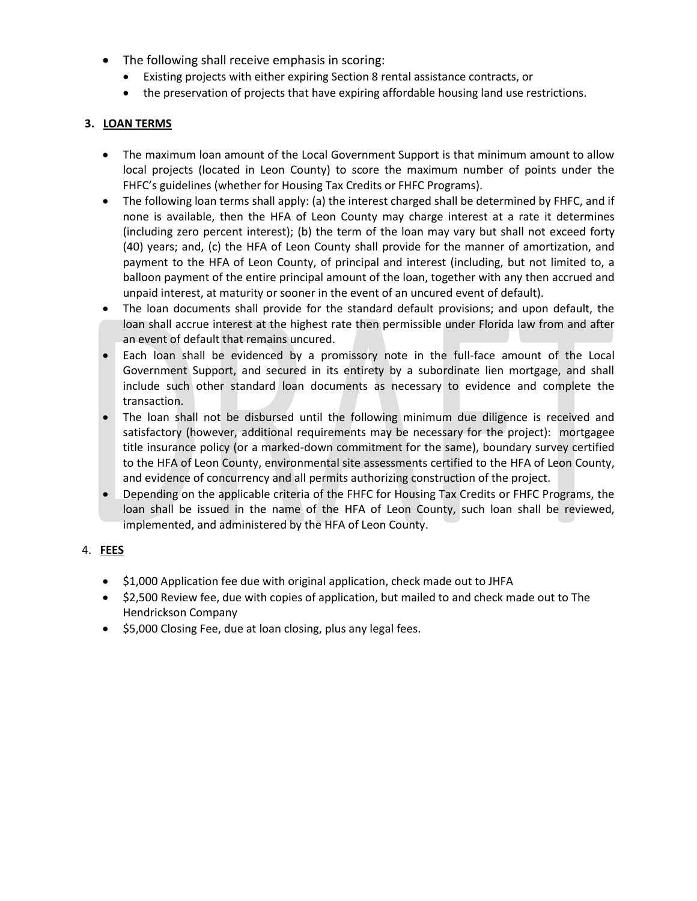- The following shall receive emphasis in scoring:
  - Existing projects with either expiring Section 8 rental assistance contracts, or
  - the preservation of projects that have expiring affordable housing land use restrictions.

## 3. LOAN TERMS

- The maximum loan amount of the Local Government Support is that minimum amount to allow local projects (located in Leon County) to score the maximum number of points under the FHFC's guidelines (whether for Housing Tax Credits or FHFC Programs).
- The following loan terms shall apply: (a) the interest charged shall be determined by FHFC, and if none is available, then the HFA of Leon County may charge interest at a rate it determines (including zero percent interest); (b) the term of the loan may vary but shall not exceed forty (40) years; and, (c) the HFA of Leon County shall provide for the manner of amortization, and payment to the HFA of Leon County, of principal and interest (including, but not limited to, a balloon payment of the entire principal amount of the loan, together with any then accrued and unpaid interest, at maturity or sooner in the event of an uncured event of default).
- The loan documents shall provide for the standard default provisions; and upon default, the loan shall accrue interest at the highest rate then permissible under Florida law from and after an event of default that remains uncured.
- Each loan shall be evidenced by a promissory note in the full-face amount of the Local Government Support, and secured in its entirety by a subordinate lien mortgage, and shall include such other standard loan documents as necessary to evidence and complete the transaction.
- The loan shall not be disbursed until the following minimum due diligence is received and satisfactory (however, additional requirements may be necessary for the project): mortgagee title insurance policy (or a marked-down commitment for the same), boundary survey certified to the HFA of Leon County, environmental site assessments certified to the HFA of Leon County, and evidence of concurrency and all permits authorizing construction of the project.
- Depending on the applicable criteria of the FHFC for Housing Tax Credits or FHFC Programs, the loan shall be issued in the name of the HFA of Leon County, such loan shall be reviewed, implemented, and administered by the HFA of Leon County.

## 4. FEES

- $1,000 Application fee due with original application, check made out to JHFA
- $2,500 Review fee, due with copies of application, but mailed to and check made out to The Hendrickson Company
- $5,000 Closing Fee, due at loan closing, plus any legal fees.